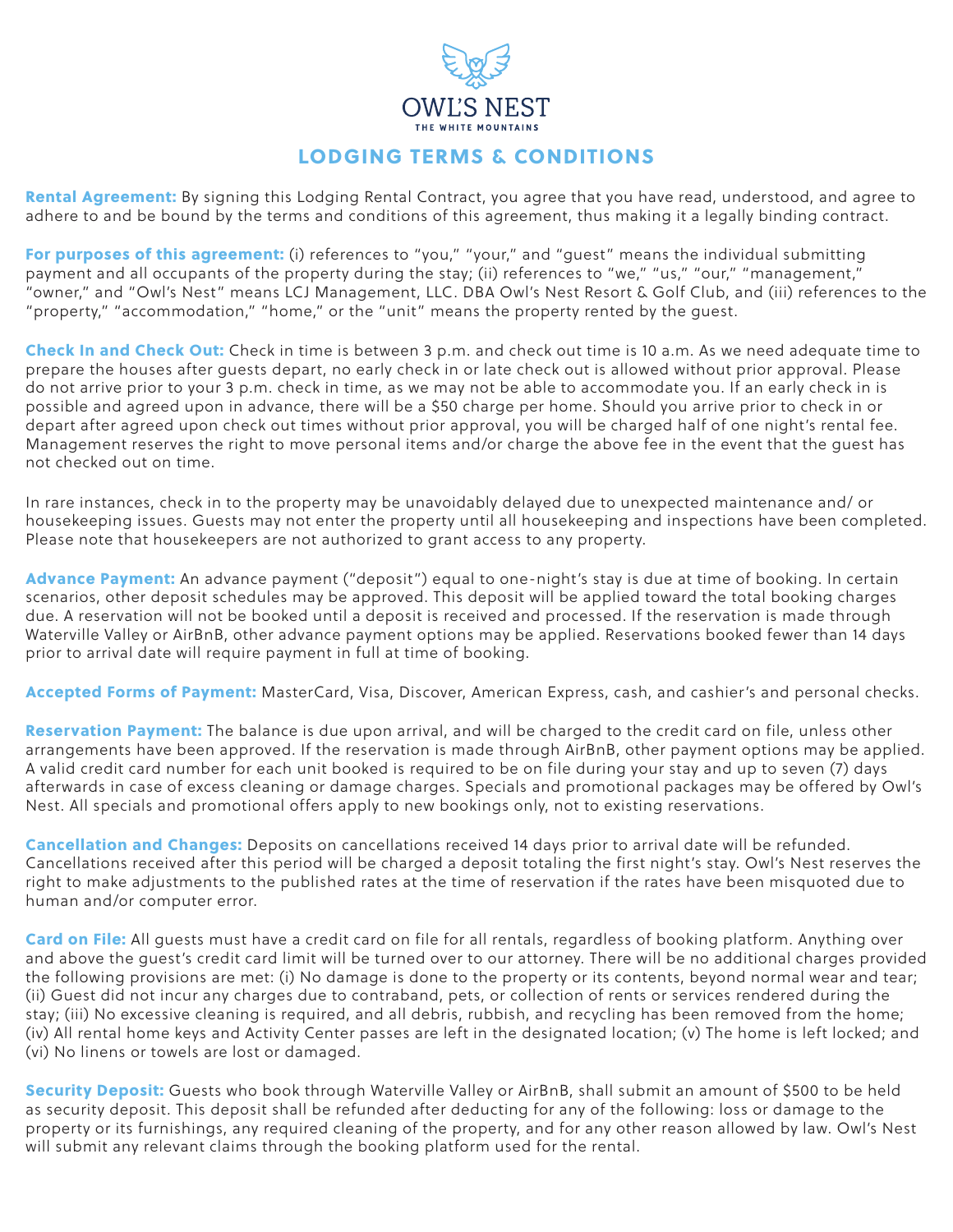OWL'S NEST
THE WHITE MOUNTAINS

# LODGING TERMS & CONDITIONS

**Rental Agreement:** By signing this Lodging Rental Contract, you agree that you have read, understood, and agree to adhere to and be bound by the terms and conditions of this agreement, thus making it a legally binding contract.

**For purposes of this agreement:** (i) references to "you," "your," and "guest" means the individual submitting payment and all occupants of the property during the stay; (ii) references to "we," "us," "our," "management," "owner," and "Owl's Nest" means LCJ Management, LLC. DBA Owl's Nest Resort & Golf Club, and (iii) references to the "property," "accommodation," "home," or the "unit" means the property rented by the guest.

**Check In and Check Out:** Check in time is between 3 p.m. and check out time is 10 a.m. As we need adequate time to prepare the houses after guests depart, no early check in or late check out is allowed without prior approval. Please do not arrive prior to your 3 p.m. check in time, as we may not be able to accommodate you. If an early check in is possible and agreed upon in advance, there will be a $50 charge per home. Should you arrive prior to check in or depart after agreed upon check out times without prior approval, you will be charged half of one night's rental fee. Management reserves the right to move personal items and/or charge the above fee in the event that the guest has not checked out on time.

In rare instances, check in to the property may be unavoidably delayed due to unexpected maintenance and/ or housekeeping issues. Guests may not enter the property until all housekeeping and inspections have been completed. Please note that housekeepers are not authorized to grant access to any property.

**Advance Payment:** An advance payment ("deposit") equal to one-night's stay is due at time of booking. In certain scenarios, other deposit schedules may be approved. This deposit will be applied toward the total booking charges due. A reservation will not be booked until a deposit is received and processed. If the reservation is made through Waterville Valley or AirBnB, other advance payment options may be applied. Reservations booked fewer than 14 days prior to arrival date will require payment in full at time of booking.

**Accepted Forms of Payment:** MasterCard, Visa, Discover, American Express, cash, and cashier's and personal checks.

**Reservation Payment:** The balance is due upon arrival, and will be charged to the credit card on file, unless other arrangements have been approved. If the reservation is made through AirBnB, other payment options may be applied. A valid credit card number for each unit booked is required to be on file during your stay and up to seven (7) days afterwards in case of excess cleaning or damage charges. Specials and promotional packages may be offered by Owl's Nest. All specials and promotional offers apply to new bookings only, not to existing reservations.

**Cancellation and Changes:** Deposits on cancellations received 14 days prior to arrival date will be refunded. Cancellations received after this period will be charged a deposit totaling the first night's stay. Owl's Nest reserves the right to make adjustments to the published rates at the time of reservation if the rates have been misquoted due to human and/or computer error.

**Card on File:** All guests must have a credit card on file for all rentals, regardless of booking platform. Anything over and above the guest's credit card limit will be turned over to our attorney. There will be no additional charges provided the following provisions are met: (i) No damage is done to the property or its contents, beyond normal wear and tear; (ii) Guest did not incur any charges due to contraband, pets, or collection of rents or services rendered during the stay; (iii) No excessive cleaning is required, and all debris, rubbish, and recycling has been removed from the home; (iv) All rental home keys and Activity Center passes are left in the designated location; (v) The home is left locked; and (vi) No linens or towels are lost or damaged.

**Security Deposit:** Guests who book through Waterville Valley or AirBnB, shall submit an amount of $500 to be held as security deposit. This deposit shall be refunded after deducting for any of the following: loss or damage to the property or its furnishings, any required cleaning of the property, and for any other reason allowed by law. Owl's Nest will submit any relevant claims through the booking platform used for the rental.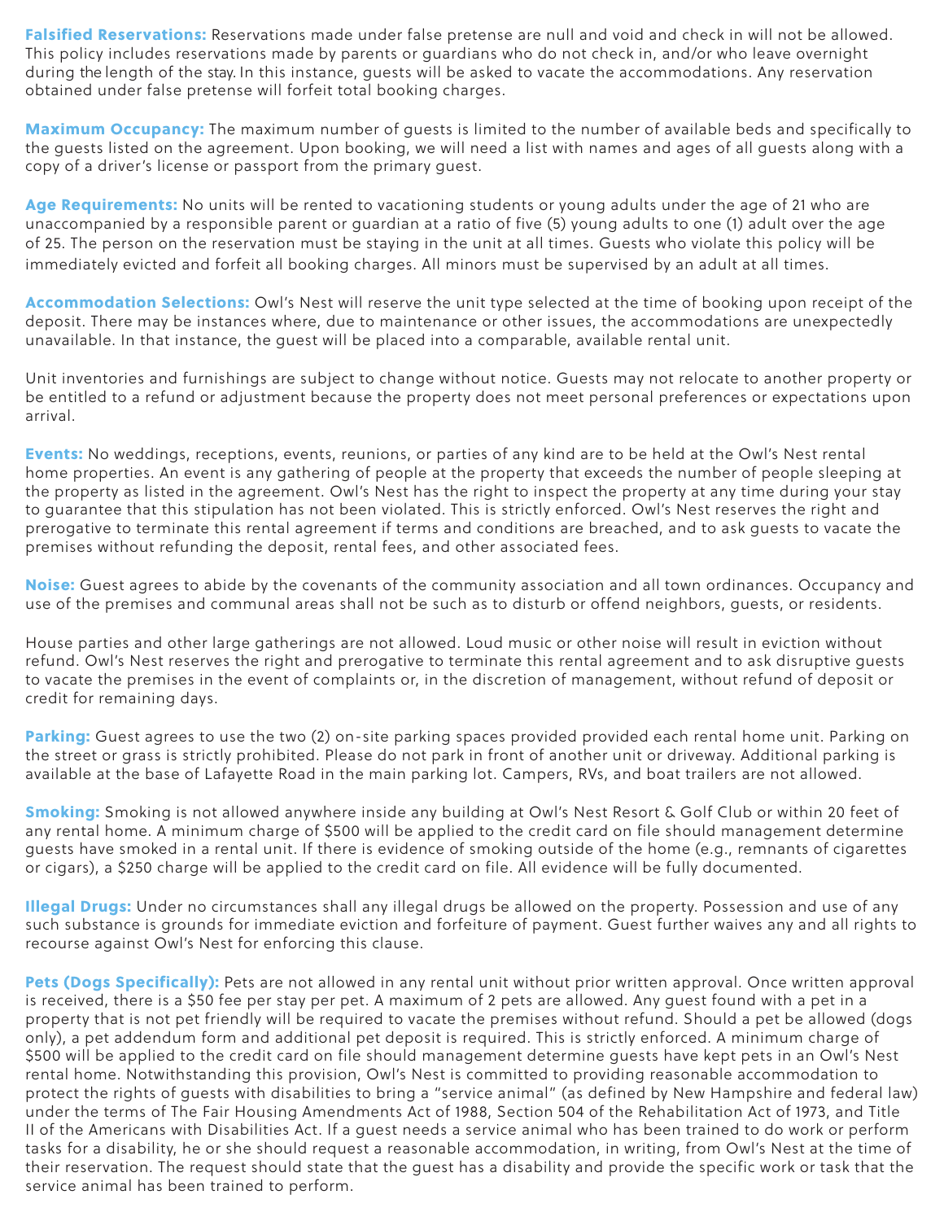**Falsified Reservations:** Reservations made under false pretense are null and void and check in will not be allowed. This policy includes reservations made by parents or guardians who do not check in, and/or who leave overnight during the length of the stay. In this instance, guests will be asked to vacate the accommodations. Any reservation obtained under false pretense will forfeit total booking charges.

**Maximum Occupancy:** The maximum number of guests is limited to the number of available beds and specifically to the guests listed on the agreement. Upon booking, we will need a list with names and ages of all guests along with a copy of a driver's license or passport from the primary guest.

**Age Requirements:** No units will be rented to vacationing students or young adults under the age of 21 who are unaccompanied by a responsible parent or guardian at a ratio of five (5) young adults to one (1) adult over the age of 25. The person on the reservation must be staying in the unit at all times. Guests who violate this policy will be immediately evicted and forfeit all booking charges. All minors must be supervised by an adult at all times.

**Accommodation Selections:** Owl's Nest will reserve the unit type selected at the time of booking upon receipt of the deposit. There may be instances where, due to maintenance or other issues, the accommodations are unexpectedly unavailable. In that instance, the guest will be placed into a comparable, available rental unit.

Unit inventories and furnishings are subject to change without notice. Guests may not relocate to another property or be entitled to a refund or adjustment because the property does not meet personal preferences or expectations upon arrival.

**Events:** No weddings, receptions, events, reunions, or parties of any kind are to be held at the Owl's Nest rental home properties. An event is any gathering of people at the property that exceeds the number of people sleeping at the property as listed in the agreement. Owl's Nest has the right to inspect the property at any time during your stay to guarantee that this stipulation has not been violated. This is strictly enforced. Owl's Nest reserves the right and prerogative to terminate this rental agreement if terms and conditions are breached, and to ask guests to vacate the premises without refunding the deposit, rental fees, and other associated fees.

**Noise:** Guest agrees to abide by the covenants of the community association and all town ordinances. Occupancy and use of the premises and communal areas shall not be such as to disturb or offend neighbors, guests, or residents.

House parties and other large gatherings are not allowed. Loud music or other noise will result in eviction without refund. Owl's Nest reserves the right and prerogative to terminate this rental agreement and to ask disruptive guests to vacate the premises in the event of complaints or, in the discretion of management, without refund of deposit or credit for remaining days.

**Parking:** Guest agrees to use the two (2) on-site parking spaces provided provided each rental home unit. Parking on the street or grass is strictly prohibited. Please do not park in front of another unit or driveway. Additional parking is available at the base of Lafayette Road in the main parking lot. Campers, RVs, and boat trailers are not allowed.

**Smoking:** Smoking is not allowed anywhere inside any building at Owl's Nest Resort & Golf Club or within 20 feet of any rental home. A minimum charge of $500 will be applied to the credit card on file should management determine guests have smoked in a rental unit. If there is evidence of smoking outside of the home (e.g., remnants of cigarettes or cigars), a $250 charge will be applied to the credit card on file. All evidence will be fully documented.

**Illegal Drugs:** Under no circumstances shall any illegal drugs be allowed on the property. Possession and use of any such substance is grounds for immediate eviction and forfeiture of payment. Guest further waives any and all rights to recourse against Owl's Nest for enforcing this clause.

**Pets (Dogs Specifically):** Pets are not allowed in any rental unit without prior written approval. Once written approval is received, there is a $50 fee per stay per pet. A maximum of 2 pets are allowed. Any guest found with a pet in a property that is not pet friendly will be required to vacate the premises without refund. Should a pet be allowed (dogs only), a pet addendum form and additional pet deposit is required. This is strictly enforced. A minimum charge of $500 will be applied to the credit card on file should management determine guests have kept pets in an Owl's Nest rental home. Notwithstanding this provision, Owl's Nest is committed to providing reasonable accommodation to protect the rights of guests with disabilities to bring a "service animal" (as defined by New Hampshire and federal law) under the terms of The Fair Housing Amendments Act of 1988, Section 504 of the Rehabilitation Act of 1973, and Title II of the Americans with Disabilities Act. If a guest needs a service animal who has been trained to do work or perform tasks for a disability, he or she should request a reasonable accommodation, in writing, from Owl's Nest at the time of their reservation. The request should state that the guest has a disability and provide the specific work or task that the service animal has been trained to perform.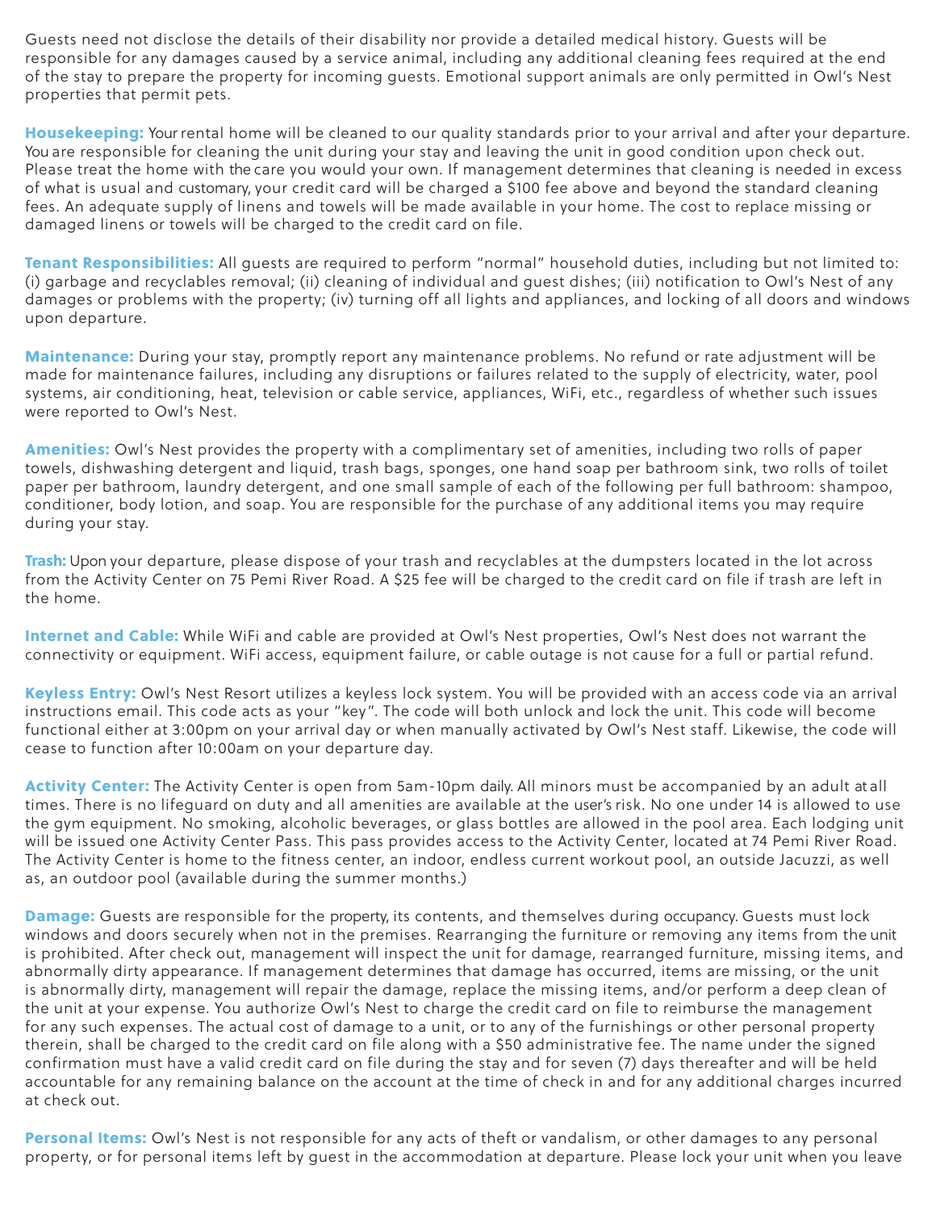Guests need not disclose the details of their disability nor provide a detailed medical history. Guests will be responsible for any damages caused by a service animal, including any additional cleaning fees required at the end of the stay to prepare the property for incoming guests. Emotional support animals are only permitted in Owl's Nest properties that permit pets.

**Housekeeping:** Your rental home will be cleaned to our quality standards prior to your arrival and after your departure. You are responsible for cleaning the unit during your stay and leaving the unit in good condition upon check out. Please treat the home with the care you would your own. If management determines that cleaning is needed in excess of what is usual and customary, your credit card will be charged a $100 fee above and beyond the standard cleaning fees. An adequate supply of linens and towels will be made available in your home. The cost to replace missing or damaged linens or towels will be charged to the credit card on file.

**Tenant Responsibilities:** All guests are required to perform "normal" household duties, including but not limited to: (i) garbage and recyclables removal; (ii) cleaning of individual and guest dishes; (iii) notification to Owl's Nest of any damages or problems with the property; (iv) turning off all lights and appliances, and locking of all doors and windows upon departure.

**Maintenance:** During your stay, promptly report any maintenance problems. No refund or rate adjustment will be made for maintenance failures, including any disruptions or failures related to the supply of electricity, water, pool systems, air conditioning, heat, television or cable service, appliances, WiFi, etc., regardless of whether such issues were reported to Owl's Nest.

**Amenities:** Owl's Nest provides the property with a complimentary set of amenities, including two rolls of paper towels, dishwashing detergent and liquid, trash bags, sponges, one hand soap per bathroom sink, two rolls of toilet paper per bathroom, laundry detergent, and one small sample of each of the following per full bathroom: shampoo, conditioner, body lotion, and soap. You are responsible for the purchase of any additional items you may require during your stay.

**Trash:** Upon your departure, please dispose of your trash and recyclables at the dumpsters located in the lot across from the Activity Center on 75 Pemi River Road. A $25 fee will be charged to the credit card on file if trash are left in the home.

**Internet and Cable:** While WiFi and cable are provided at Owl's Nest properties, Owl's Nest does not warrant the connectivity or equipment. WiFi access, equipment failure, or cable outage is not cause for a full or partial refund.

**Keyless Entry:** Owl's Nest Resort utilizes a keyless lock system. You will be provided with an access code via an arrival instructions email. This code acts as your "key". The code will both unlock and lock the unit. This code will become functional either at 3:00pm on your arrival day or when manually activated by Owl's Nest staff. Likewise, the code will cease to function after 10:00am on your departure day.

**Activity Center:** The Activity Center is open from 5am-10pm daily. All minors must be accompanied by an adult at all times. There is no lifeguard on duty and all amenities are available at the user's risk. No one under 14 is allowed to use the gym equipment. No smoking, alcoholic beverages, or glass bottles are allowed in the pool area. Each lodging unit will be issued one Activity Center Pass. This pass provides access to the Activity Center, located at 74 Pemi River Road. The Activity Center is home to the fitness center, an indoor, endless current workout pool, an outside Jacuzzi, as well as, an outdoor pool (available during the summer months.)

**Damage:** Guests are responsible for the property, its contents, and themselves during occupancy. Guests must lock windows and doors securely when not in the premises. Rearranging the furniture or removing any items from the unit is prohibited. After check out, management will inspect the unit for damage, rearranged furniture, missing items, and abnormally dirty appearance. If management determines that damage has occurred, items are missing, or the unit is abnormally dirty, management will repair the damage, replace the missing items, and/or perform a deep clean of the unit at your expense. You authorize Owl's Nest to charge the credit card on file to reimburse the management for any such expenses. The actual cost of damage to a unit, or to any of the furnishings or other personal property therein, shall be charged to the credit card on file along with a $50 administrative fee. The name under the signed confirmation must have a valid credit card on file during the stay and for seven (7) days thereafter and will be held accountable for any remaining balance on the account at the time of check in and for any additional charges incurred at check out.

**Personal Items:** Owl's Nest is not responsible for any acts of theft or vandalism, or other damages to any personal property, or for personal items left by guest in the accommodation at departure. Please lock your unit when you leave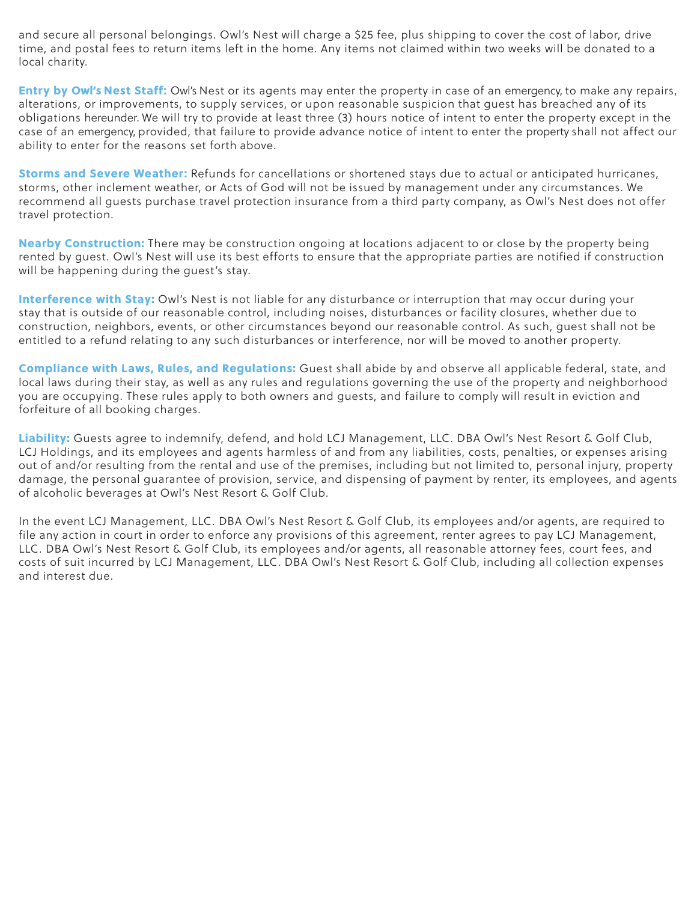and secure all personal belongings. Owl's Nest will charge a $25 fee, plus shipping to cover the cost of labor, drive time, and postal fees to return items left in the home. Any items not claimed within two weeks will be donated to a local charity.

**Entry by Owl's Nest Staff:** Owl's Nest or its agents may enter the property in case of an emergency, to make any repairs, alterations, or improvements, to supply services, or upon reasonable suspicion that guest has breached any of its obligations hereunder. We will try to provide at least three (3) hours notice of intent to enter the property except in the case of an emergency, provided, that failure to provide advance notice of intent to enter the property shall not affect our ability to enter for the reasons set forth above.

**Storms and Severe Weather:** Refunds for cancellations or shortened stays due to actual or anticipated hurricanes, storms, other inclement weather, or Acts of God will not be issued by management under any circumstances. We recommend all guests purchase travel protection insurance from a third party company, as Owl's Nest does not offer travel protection.

**Nearby Construction:** There may be construction ongoing at locations adjacent to or close by the property being rented by guest. Owl's Nest will use its best efforts to ensure that the appropriate parties are notified if construction will be happening during the guest's stay.

**Interference with Stay:** Owl's Nest is not liable for any disturbance or interruption that may occur during your stay that is outside of our reasonable control, including noises, disturbances or facility closures, whether due to construction, neighbors, events, or other circumstances beyond our reasonable control. As such, guest shall not be entitled to a refund relating to any such disturbances or interference, nor will be moved to another property.

**Compliance with Laws, Rules, and Regulations:** Guest shall abide by and observe all applicable federal, state, and local laws during their stay, as well as any rules and regulations governing the use of the property and neighborhood you are occupying. These rules apply to both owners and guests, and failure to comply will result in eviction and forfeiture of all booking charges.

**Liability:** Guests agree to indemnify, defend, and hold LCJ Management, LLC. DBA Owl's Nest Resort & Golf Club, LCJ Holdings, and its employees and agents harmless of and from any liabilities, costs, penalties, or expenses arising out of and/or resulting from the rental and use of the premises, including but not limited to, personal injury, property damage, the personal guarantee of provision, service, and dispensing of payment by renter, its employees, and agents of alcoholic beverages at Owl's Nest Resort & Golf Club.

In the event LCJ Management, LLC. DBA Owl's Nest Resort & Golf Club, its employees and/or agents, are required to file any action in court in order to enforce any provisions of this agreement, renter agrees to pay LCJ Management, LLC. DBA Owl's Nest Resort & Golf Club, its employees and/or agents, all reasonable attorney fees, court fees, and costs of suit incurred by LCJ Management, LLC. DBA Owl's Nest Resort & Golf Club, including all collection expenses and interest due.